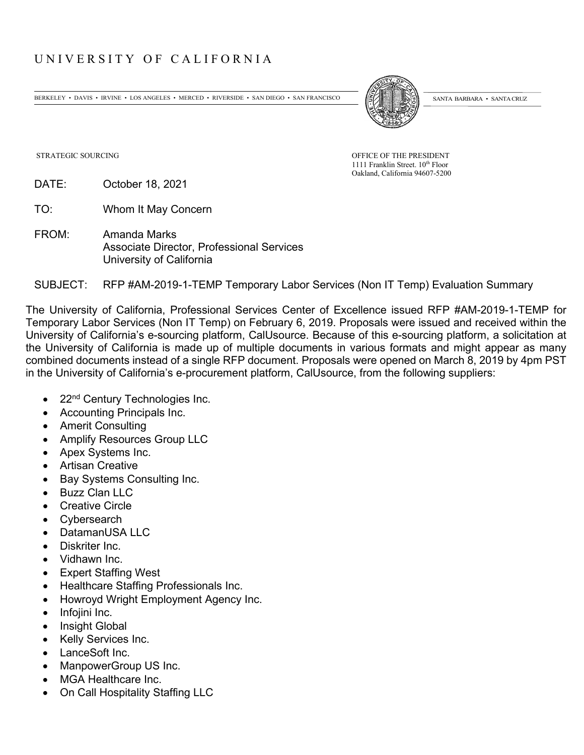# UNIVERSITY OF CALIFORNIA

BERKELEY • DAVIS • IRVINE • LOS ANGELES • MERCED • RIVERSIDE • SAN DIEGO • SAN FRANCISCO SANTA BARBARA • SANTA CRUZ

STRATEGIC SOURCING

OFFICE OF THE PRESIDENT
1111 Franklin Street. 10th Floor
Oakland, California 94607-5200

DATE: October 18, 2021

TO: Whom It May Concern

FROM: Amanda Marks
Associate Director, Professional Services
University of California

SUBJECT: RFP #AM-2019-1-TEMP Temporary Labor Services (Non IT Temp) Evaluation Summary

The University of California, Professional Services Center of Excellence issued RFP #AM-2019-1-TEMP for Temporary Labor Services (Non IT Temp) on February 6, 2019. Proposals were issued and received within the University of California's e-sourcing platform, CalUsource. Because of this e-sourcing platform, a solicitation at the University of California is made up of multiple documents in various formats and might appear as many combined documents instead of a single RFP document. Proposals were opened on March 8, 2019 by 4pm PST in the University of California's e-procurement platform, CalUsource, from the following suppliers:

- 22nd Century Technologies Inc.
- Accounting Principals Inc.
- Amerit Consulting
- Amplify Resources Group LLC
- Apex Systems Inc.
- Artisan Creative
- Bay Systems Consulting Inc.
- Buzz Clan LLC
- Creative Circle
- Cybersearch
- DatamanUSA LLC
- Diskriter Inc.
- Vidhawn Inc.
- Expert Staffing West
- Healthcare Staffing Professionals Inc.
- Howroyd Wright Employment Agency Inc.
- Infojini Inc.
- Insight Global
- Kelly Services Inc.
- LanceSoft Inc.
- ManpowerGroup US Inc.
- MGA Healthcare Inc.
- On Call Hospitality Staffing LLC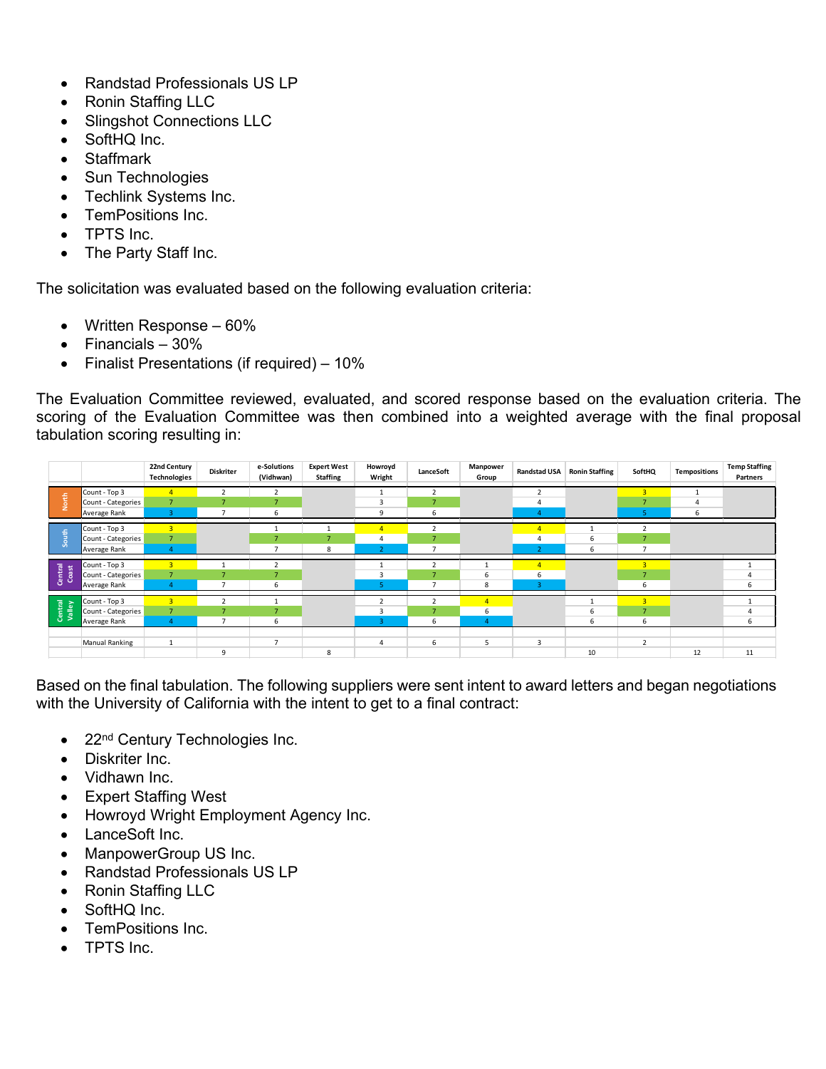- Randstad Professionals US LP
- Ronin Staffing LLC
- Slingshot Connections LLC
- SoftHQ Inc.
- Staffmark
- Sun Technologies
- Techlink Systems Inc.
- TemPositions Inc.
- TPTS Inc.
- The Party Staff Inc.

The solicitation was evaluated based on the following evaluation criteria:

- Written Response – 60%
- Financials – 30%
- Finalist Presentations (if required) – 10%

The Evaluation Committee reviewed, evaluated, and scored response based on the evaluation criteria. The scoring of the Evaluation Committee was then combined into a weighted average with the final proposal tabulation scoring resulting in:

| | | 22nd Century Technologies | Diskriter | e-Solutions (Vidhwan) | Expert West Staffing | Howroyd Wright | LanceSoft | Manpower Group | Randstad USA | Ronin Staffing | SoftHQ | Tempositions | Temp Staffing Partners |
|---|---|---|---|---|---|---|---|---|---|---|---|---|---|
| North | Count - Top 3 | 4 | 2 | 2 | | 1 | 2 | | 2 | | 3 | 1 | |
| | Count - Categories | 7 | 7 | 7 | | 3 | 7 | | 4 | | 7 | 4 | |
| | Average Rank | 3 | 7 | 6 | | 9 | 6 | | 4 | | 5 | 6 | |
| South | Count - Top 3 | 3 | | 1 | 1 | 4 | 2 | | 4 | 1 | 2 | | |
| | Count - Categories | 7 | | 7 | 7 | 4 | 7 | | 4 | 6 | 7 | | |
| | Average Rank | 4 | | 7 | 8 | 2 | 7 | | 2 | 6 | 7 | | |
| Central Coast | Count - Top 3 | 3 | 1 | 2 | | 1 | 2 | 1 | 4 | | 3 | | 1 |
| | Count - Categories | 7 | 7 | 7 | | 3 | 7 | 6 | 6 | | 7 | | 4 |
| | Average Rank | 4 | 7 | 6 | | 5 | 7 | 8 | 3 | | 6 | | 6 |
| Central Valley | Count - Top 3 | 3 | 2 | 1 | | 2 | 2 | 4 | | 1 | 3 | | 1 |
| | Count - Categories | 7 | 7 | 7 | | 3 | 7 | 6 | | 6 | 7 | | 4 |
| | Average Rank | 4 | 7 | 6 | | 3 | 6 | 4 | | 6 | 6 | | 6 |
| | | | | | | | | | | | | | |
| | Manual Ranking | 1 | | 7 | | 4 | 6 | 5 | 3 | | 2 | | |
| | | | 9 | | 8 | | | | | 10 | | 12 | 11 |

Based on the final tabulation. The following suppliers were sent intent to award letters and began negotiations with the University of California with the intent to get to a final contract:

- 22nd Century Technologies Inc.
- Diskriter Inc.
- Vidhawn Inc.
- Expert Staffing West
- Howroyd Wright Employment Agency Inc.
- LanceSoft Inc.
- ManpowerGroup US Inc.
- Randstad Professionals US LP
- Ronin Staffing LLC
- SoftHQ Inc.
- TemPositions Inc.
- TPTS Inc.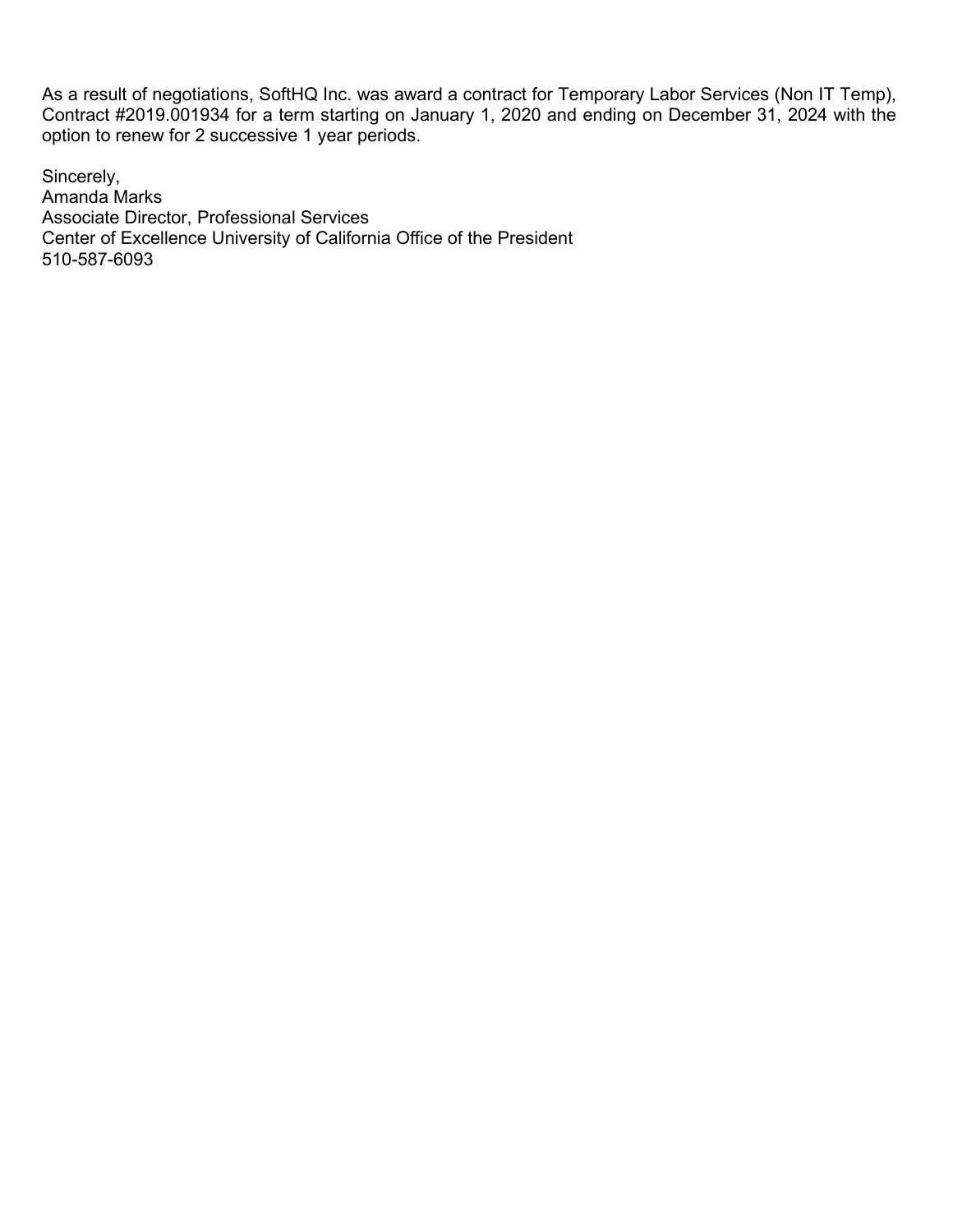As a result of negotiations, SoftHQ Inc. was award a contract for Temporary Labor Services (Non IT Temp), Contract #2019.001934 for a term starting on January 1, 2020 and ending on December 31, 2024 with the option to renew for 2 successive 1 year periods.

Sincerely,  
Amanda Marks  
Associate Director, Professional Services  
Center of Excellence University of California Office of the President  
510-587-6093